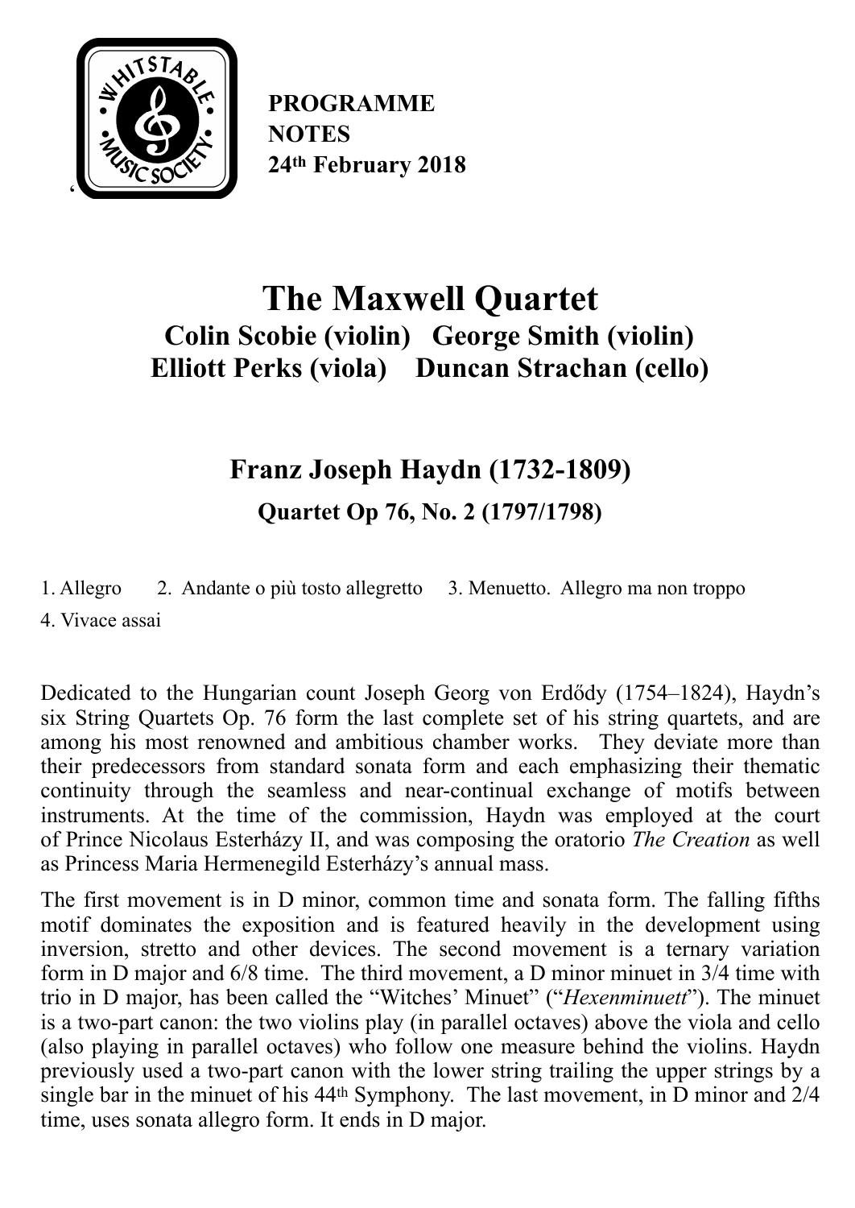**PROGRAMME NOTES**
**24th February 2018**

# The Maxwell Quartet

## Colin Scobie (violin) George Smith (violin)
## Elliott Perks (viola) Duncan Strachan (cello)

## Franz Joseph Haydn (1732-1809)

### Quartet Op 76, No. 2 (1797/1798)

1. Allegro 2. Andante o più tosto allegretto 3. Menuetto. Allegro ma non troppo
4. Vivace assai

Dedicated to the Hungarian count Joseph Georg von Erdődy (1754–1824), Haydn's six String Quartets Op. 76 form the last complete set of his string quartets, and are among his most renowned and ambitious chamber works. They deviate more than their predecessors from standard sonata form and each emphasizing their thematic continuity through the seamless and near-continual exchange of motifs between instruments. At the time of the commission, Haydn was employed at the court of Prince Nicolaus Esterházy II, and was composing the oratorio *The Creation* as well as Princess Maria Hermenegild Esterházy's annual mass.

The first movement is in D minor, common time and sonata form. The falling fifths motif dominates the exposition and is featured heavily in the development using inversion, stretto and other devices. The second movement is a ternary variation form in D major and 6/8 time. The third movement, a D minor minuet in 3/4 time with trio in D major, has been called the "Witches' Minuet" ("*Hexenminuett*"). The minuet is a two-part canon: the two violins play (in parallel octaves) above the viola and cello (also playing in parallel octaves) who follow one measure behind the violins. Haydn previously used a two-part canon with the lower string trailing the upper strings by a single bar in the minuet of his 44th Symphony. The last movement, in D minor and 2/4 time, uses sonata allegro form. It ends in D major.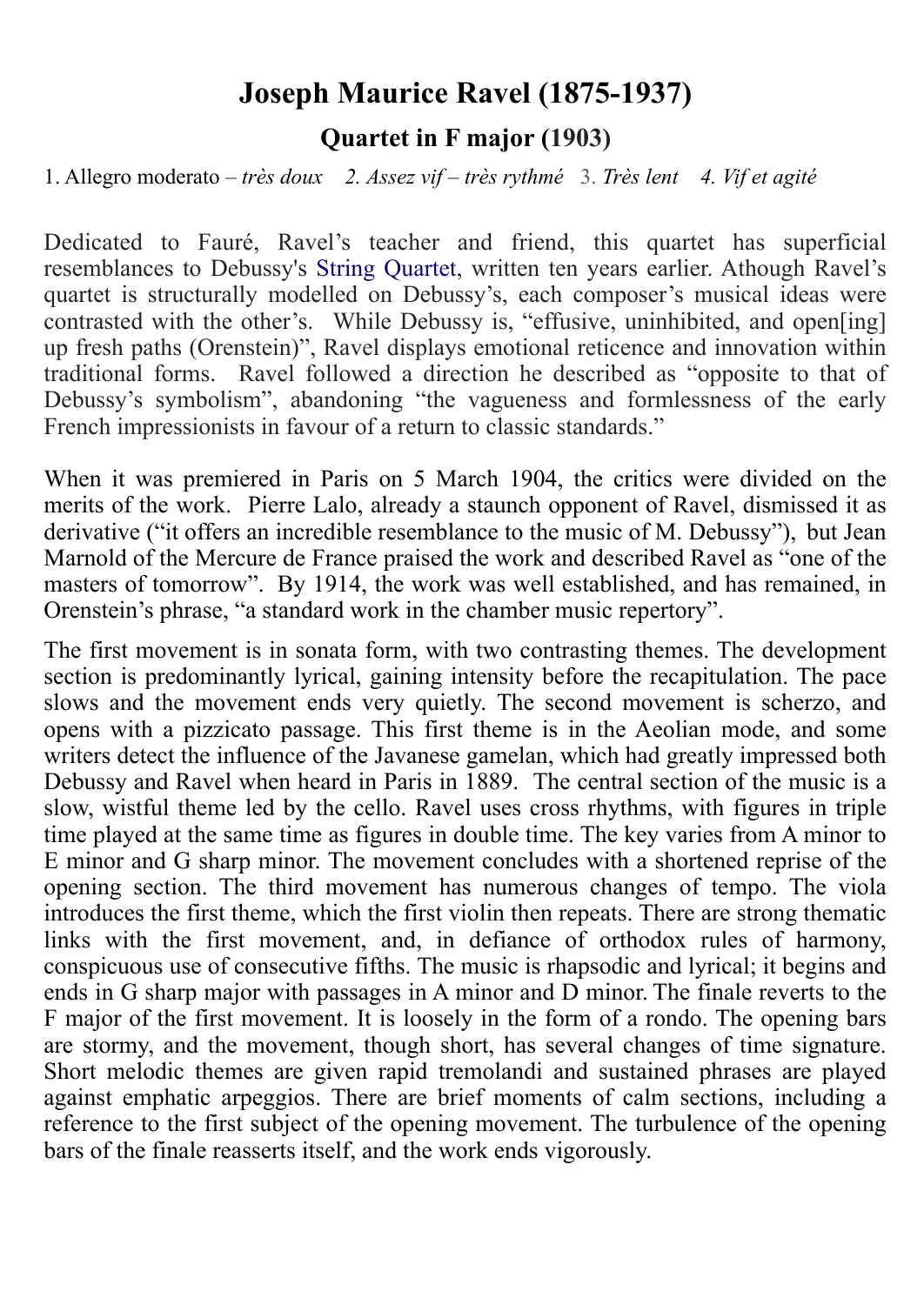# Joseph Maurice Ravel (1875-1937)

## Quartet in F major (1903)

1. Allegro moderato – *très doux* *2. Assez vif – très rythmé* 3. *Très lent* *4. Vif et agité*

Dedicated to Fauré, Ravel's teacher and friend, this quartet has superficial resemblances to Debussy's String Quartet, written ten years earlier. Athough Ravel's quartet is structurally modelled on Debussy's, each composer's musical ideas were contrasted with the other's. While Debussy is, "effusive, uninhibited, and open[ing] up fresh paths (Orenstein)", Ravel displays emotional reticence and innovation within traditional forms. Ravel followed a direction he described as "opposite to that of Debussy's symbolism", abandoning "the vagueness and formlessness of the early French impressionists in favour of a return to classic standards."

When it was premiered in Paris on 5 March 1904, the critics were divided on the merits of the work. Pierre Lalo, already a staunch opponent of Ravel, dismissed it as derivative ("it offers an incredible resemblance to the music of M. Debussy"), but Jean Marnold of the Mercure de France praised the work and described Ravel as "one of the masters of tomorrow". By 1914, the work was well established, and has remained, in Orenstein's phrase, "a standard work in the chamber music repertory".

The first movement is in sonata form, with two contrasting themes. The development section is predominantly lyrical, gaining intensity before the recapitulation. The pace slows and the movement ends very quietly. The second movement is scherzo, and opens with a pizzicato passage. This first theme is in the Aeolian mode, and some writers detect the influence of the Javanese gamelan, which had greatly impressed both Debussy and Ravel when heard in Paris in 1889. The central section of the music is a slow, wistful theme led by the cello. Ravel uses cross rhythms, with figures in triple time played at the same time as figures in double time. The key varies from A minor to E minor and G sharp minor. The movement concludes with a shortened reprise of the opening section. The third movement has numerous changes of tempo. The viola introduces the first theme, which the first violin then repeats. There are strong thematic links with the first movement, and, in defiance of orthodox rules of harmony, conspicuous use of consecutive fifths. The music is rhapsodic and lyrical; it begins and ends in G sharp major with passages in A minor and D minor. The finale reverts to the F major of the first movement. It is loosely in the form of a rondo. The opening bars are stormy, and the movement, though short, has several changes of time signature. Short melodic themes are given rapid tremolandi and sustained phrases are played against emphatic arpeggios. There are brief moments of calm sections, including a reference to the first subject of the opening movement. The turbulence of the opening bars of the finale reasserts itself, and the work ends vigorously.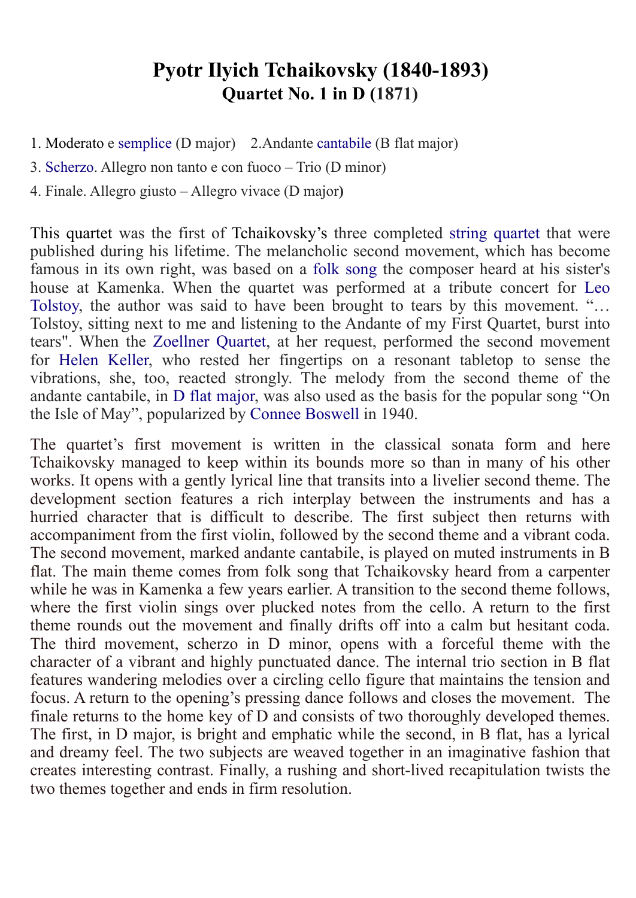# Pyotr Ilyich Tchaikovsky (1840-1893)
## Quartet No. 1 in D (1871)

1. Moderato e semplice (D major)    2.Andante cantabile (B flat major)
3. Scherzo. Allegro non tanto e con fuoco – Trio (D minor)
4. Finale. Allegro giusto – Allegro vivace (D major)

This quartet was the first of Tchaikovsky's three completed string quartet that were published during his lifetime. The melancholic second movement, which has become famous in its own right, was based on a folk song the composer heard at his sister's house at Kamenka. When the quartet was performed at a tribute concert for Leo Tolstoy, the author was said to have been brought to tears by this movement. "… Tolstoy, sitting next to me and listening to the Andante of my First Quartet, burst into tears". When the Zoellner Quartet, at her request, performed the second movement for Helen Keller, who rested her fingertips on a resonant tabletop to sense the vibrations, she, too, reacted strongly. The melody from the second theme of the andante cantabile, in D flat major, was also used as the basis for the popular song "On the Isle of May", popularized by Connee Boswell in 1940.

The quartet's first movement is written in the classical sonata form and here Tchaikovsky managed to keep within its bounds more so than in many of his other works. It opens with a gently lyrical line that transits into a livelier second theme. The development section features a rich interplay between the instruments and has a hurried character that is difficult to describe. The first subject then returns with accompaniment from the first violin, followed by the second theme and a vibrant coda. The second movement, marked andante cantabile, is played on muted instruments in B flat. The main theme comes from folk song that Tchaikovsky heard from a carpenter while he was in Kamenka a few years earlier. A transition to the second theme follows, where the first violin sings over plucked notes from the cello. A return to the first theme rounds out the movement and finally drifts off into a calm but hesitant coda. The third movement, scherzo in D minor, opens with a forceful theme with the character of a vibrant and highly punctuated dance. The internal trio section in B flat features wandering melodies over a circling cello figure that maintains the tension and focus. A return to the opening's pressing dance follows and closes the movement. The finale returns to the home key of D and consists of two thoroughly developed themes. The first, in D major, is bright and emphatic while the second, in B flat, has a lyrical and dreamy feel. The two subjects are weaved together in an imaginative fashion that creates interesting contrast. Finally, a rushing and short-lived recapitulation twists the two themes together and ends in firm resolution.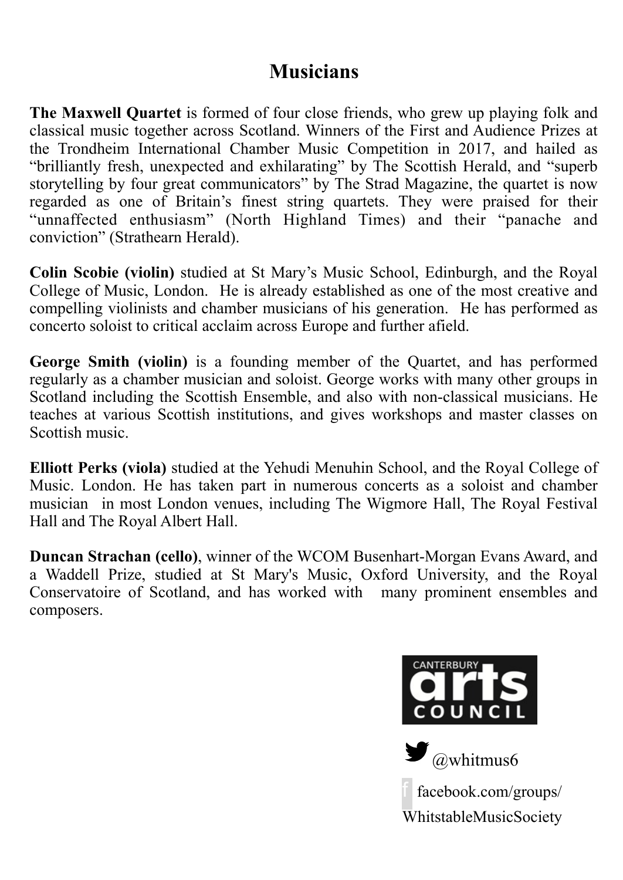# Musicians

**The Maxwell Quartet** is formed of four close friends, who grew up playing folk and classical music together across Scotland. Winners of the First and Audience Prizes at the Trondheim International Chamber Music Competition in 2017, and hailed as "brilliantly fresh, unexpected and exhilarating" by The Scottish Herald, and "superb storytelling by four great communicators" by The Strad Magazine, the quartet is now regarded as one of Britain's finest string quartets. They were praised for their "unnaffected enthusiasm" (North Highland Times) and their "panache and conviction" (Strathearn Herald).

**Colin Scobie (violin)** studied at St Mary's Music School, Edinburgh, and the Royal College of Music, London. He is already established as one of the most creative and compelling violinists and chamber musicians of his generation. He has performed as concerto soloist to critical acclaim across Europe and further afield.

**George Smith (violin)** is a founding member of the Quartet, and has performed regularly as a chamber musician and soloist. George works with many other groups in Scotland including the Scottish Ensemble, and also with non-classical musicians. He teaches at various Scottish institutions, and gives workshops and master classes on Scottish music.

**Elliott Perks (viola)** studied at the Yehudi Menuhin School, and the Royal College of Music. London. He has taken part in numerous concerts as a soloist and chamber musician in most London venues, including The Wigmore Hall, The Royal Festival Hall and The Royal Albert Hall.

**Duncan Strachan (cello)**, winner of the WCOM Busenhart-Morgan Evans Award, and a Waddell Prize, studied at St Mary's Music, Oxford University, and the Royal Conservatoire of Scotland, and has worked with many prominent ensembles and composers.

CANTERBURY arts COUNCIL

@whitmus6

facebook.com/groups/WhitstableMusicSociety